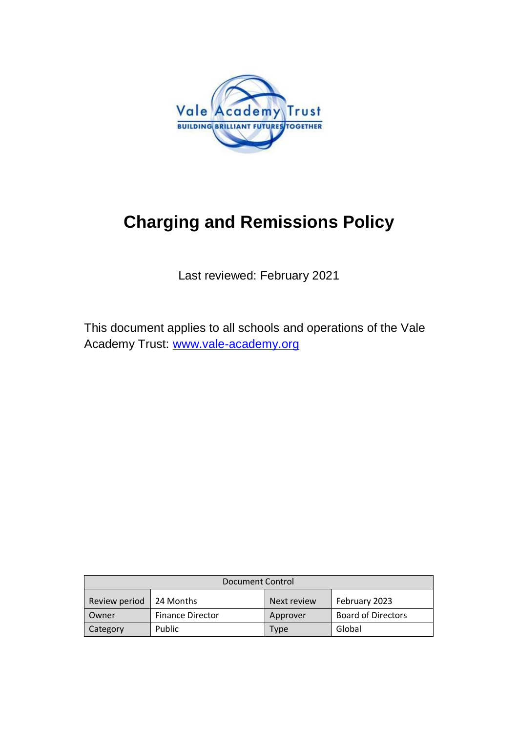# Charging and Remissions Policy

Last reviewed: February 2021

This document applies to all schools and operations of the Vale Academy Trust: www.vale-academy.org

| Document Control | | | |
|---|---|---|---|
| Review period | 24 Months | Next review | February 2023 |
| Owner | Finance Director | Approver | Board of Directors |
| Category | Public | Type | Global |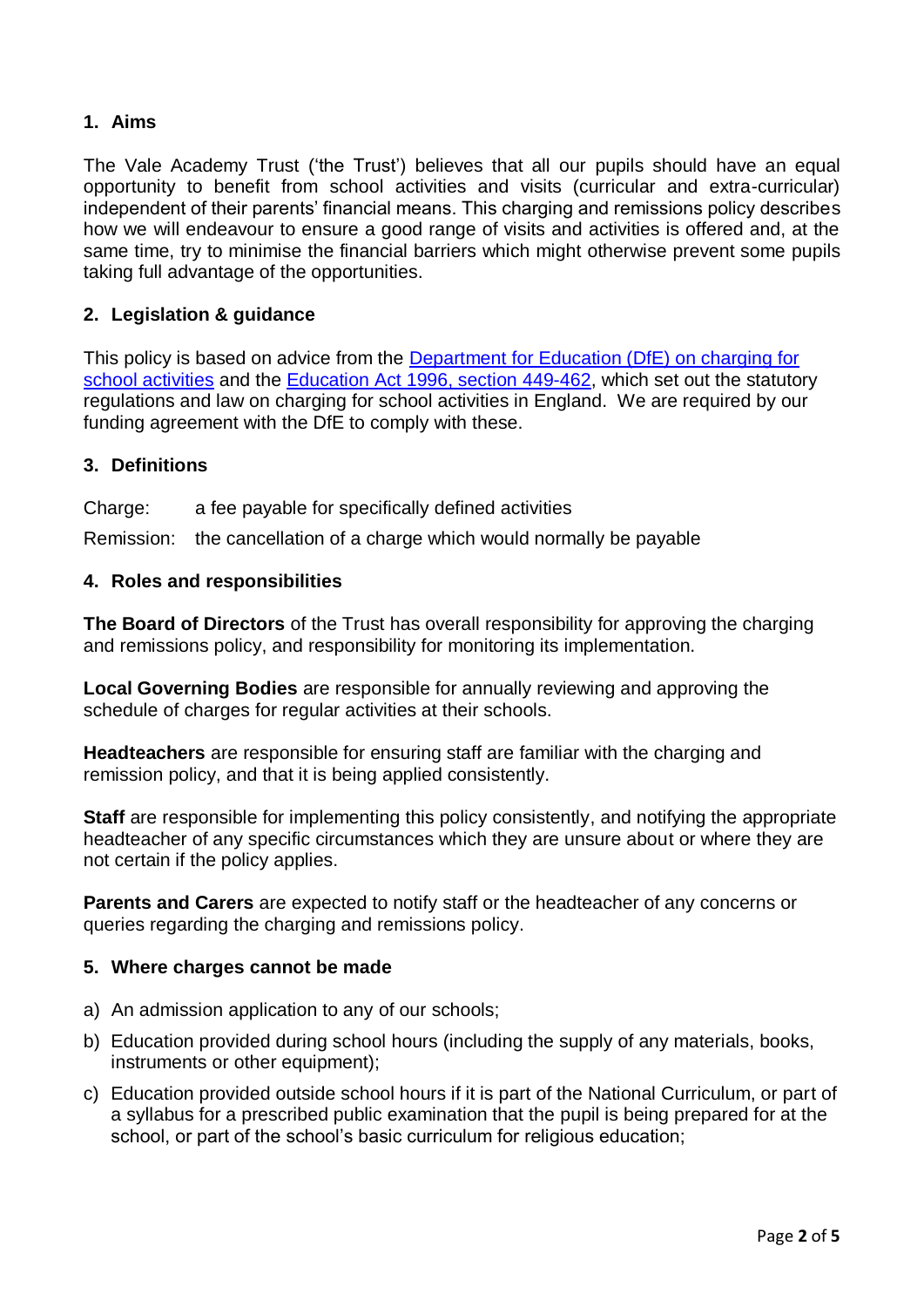## 1. Aims

The Vale Academy Trust ('the Trust') believes that all our pupils should have an equal opportunity to benefit from school activities and visits (curricular and extra-curricular) independent of their parents' financial means. This charging and remissions policy describes how we will endeavour to ensure a good range of visits and activities is offered and, at the same time, try to minimise the financial barriers which might otherwise prevent some pupils taking full advantage of the opportunities.

## 2. Legislation & guidance

This policy is based on advice from the [Department for Education (DfE) on charging for school activities]() and the [Education Act 1996, section 449-462](), which set out the statutory regulations and law on charging for school activities in England. We are required by our funding agreement with the DfE to comply with these.

## 3. Definitions

Charge: a fee payable for specifically defined activities

Remission: the cancellation of a charge which would normally be payable

## 4. Roles and responsibilities

**The Board of Directors** of the Trust has overall responsibility for approving the charging and remissions policy, and responsibility for monitoring its implementation.

**Local Governing Bodies** are responsible for annually reviewing and approving the schedule of charges for regular activities at their schools.

**Headteachers** are responsible for ensuring staff are familiar with the charging and remission policy, and that it is being applied consistently.

**Staff** are responsible for implementing this policy consistently, and notifying the appropriate headteacher of any specific circumstances which they are unsure about or where they are not certain if the policy applies.

**Parents and Carers** are expected to notify staff or the headteacher of any concerns or queries regarding the charging and remissions policy.

## 5. Where charges cannot be made

a) An admission application to any of our schools;

b) Education provided during school hours (including the supply of any materials, books, instruments or other equipment);

c) Education provided outside school hours if it is part of the National Curriculum, or part of a syllabus for a prescribed public examination that the pupil is being prepared for at the school, or part of the school's basic curriculum for religious education;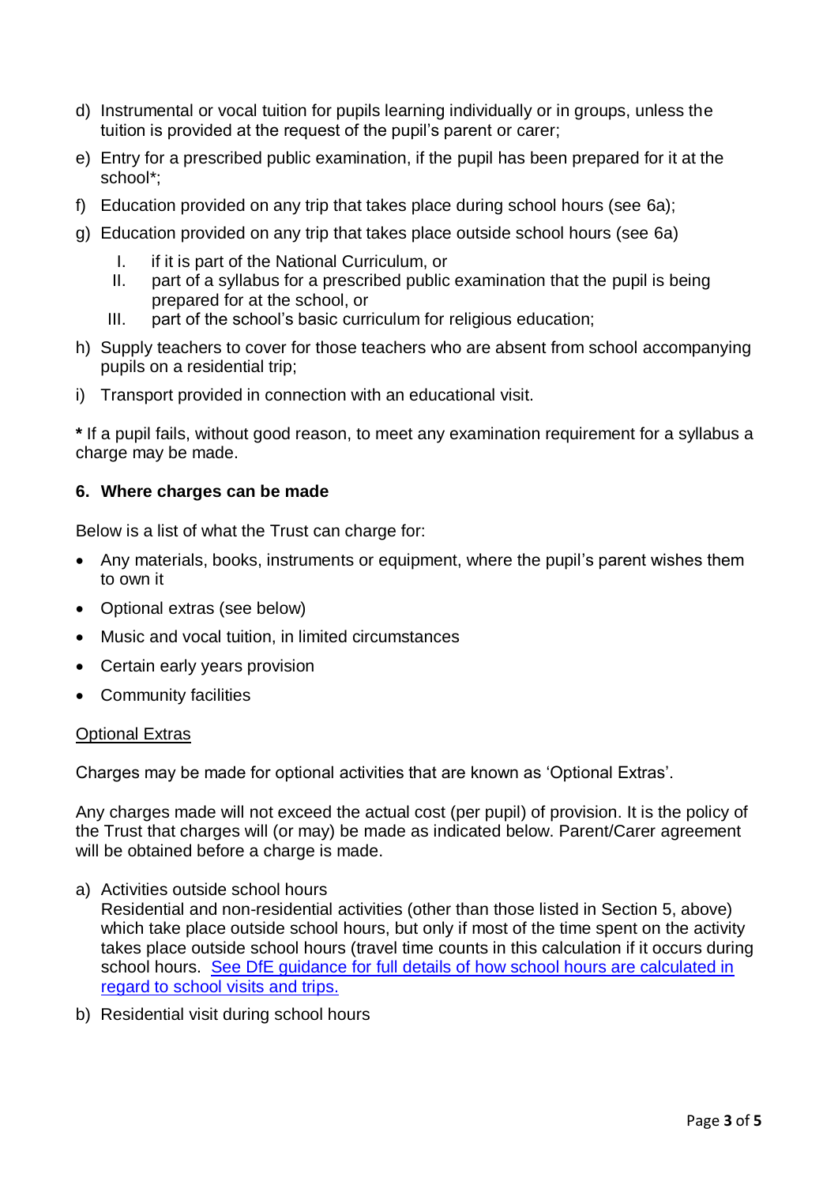d) Instrumental or vocal tuition for pupils learning individually or in groups, unless the tuition is provided at the request of the pupil's parent or carer;

e) Entry for a prescribed public examination, if the pupil has been prepared for it at the school*;

f) Education provided on any trip that takes place during school hours (see 6a);

g) Education provided on any trip that takes place outside school hours (see 6a)

   I. if it is part of the National Curriculum, or
   II. part of a syllabus for a prescribed public examination that the pupil is being prepared for at the school, or
   III. part of the school's basic curriculum for religious education;

h) Supply teachers to cover for those teachers who are absent from school accompanying pupils on a residential trip;

i) Transport provided in connection with an educational visit.

**\*** If a pupil fails, without good reason, to meet any examination requirement for a syllabus a charge may be made.

## 6. Where charges can be made

Below is a list of what the Trust can charge for:

- Any materials, books, instruments or equipment, where the pupil's parent wishes them to own it
- Optional extras (see below)
- Music and vocal tuition, in limited circumstances
- Certain early years provision
- Community facilities

<u>Optional Extras</u>

Charges may be made for optional activities that are known as 'Optional Extras'.

Any charges made will not exceed the actual cost (per pupil) of provision. It is the policy of the Trust that charges will (or may) be made as indicated below. Parent/Carer agreement will be obtained before a charge is made.

a) Activities outside school hours
   Residential and non-residential activities (other than those listed in Section 5, above) which take place outside school hours, but only if most of the time spent on the activity takes place outside school hours (travel time counts in this calculation if it occurs during school hours. [See DfE guidance for full details of how school hours are calculated in regard to school visits and trips.]()

b) Residential visit during school hours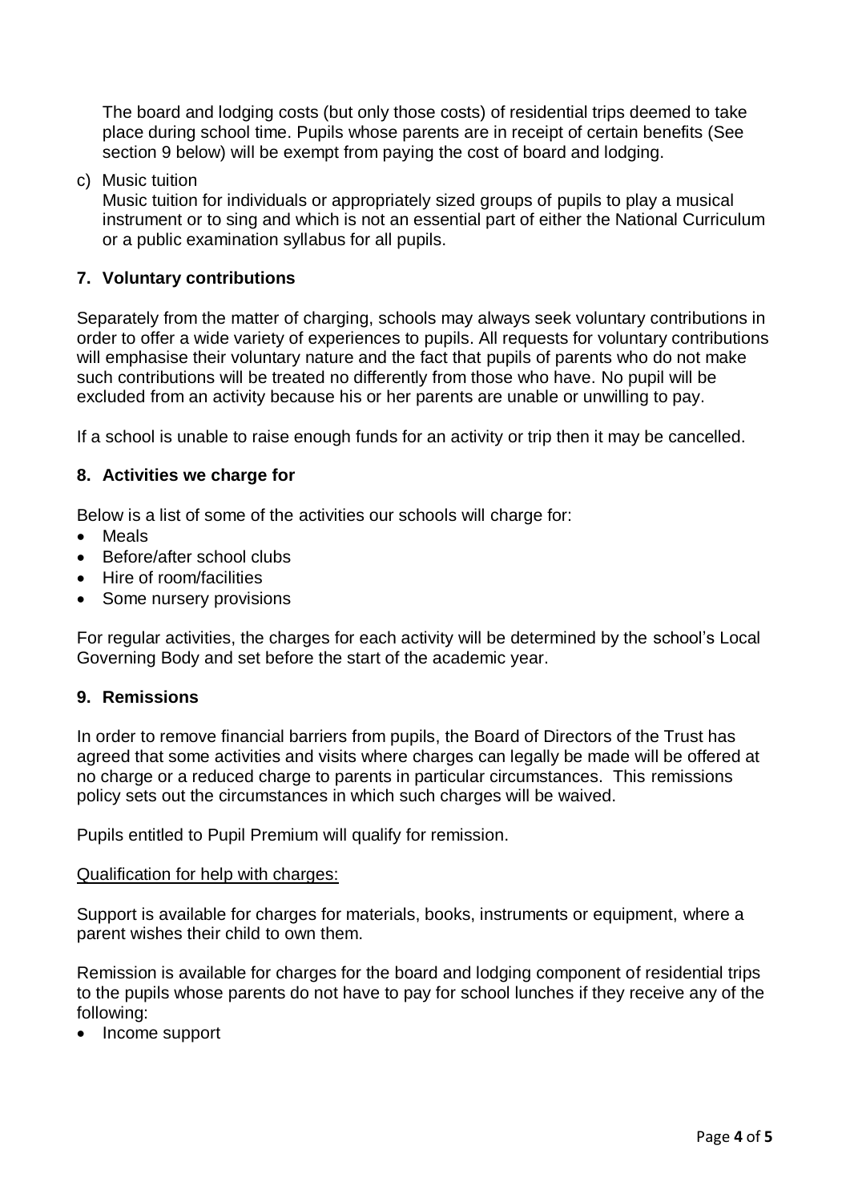The board and lodging costs (but only those costs) of residential trips deemed to take place during school time. Pupils whose parents are in receipt of certain benefits (See section 9 below) will be exempt from paying the cost of board and lodging.

c) Music tuition
Music tuition for individuals or appropriately sized groups of pupils to play a musical instrument or to sing and which is not an essential part of either the National Curriculum or a public examination syllabus for all pupils.

## 7. Voluntary contributions

Separately from the matter of charging, schools may always seek voluntary contributions in order to offer a wide variety of experiences to pupils. All requests for voluntary contributions will emphasise their voluntary nature and the fact that pupils of parents who do not make such contributions will be treated no differently from those who have. No pupil will be excluded from an activity because his or her parents are unable or unwilling to pay.

If a school is unable to raise enough funds for an activity or trip then it may be cancelled.

## 8. Activities we charge for

Below is a list of some of the activities our schools will charge for:

- Meals
- Before/after school clubs
- Hire of room/facilities
- Some nursery provisions

For regular activities, the charges for each activity will be determined by the school's Local Governing Body and set before the start of the academic year.

## 9. Remissions

In order to remove financial barriers from pupils, the Board of Directors of the Trust has agreed that some activities and visits where charges can legally be made will be offered at no charge or a reduced charge to parents in particular circumstances. This remissions policy sets out the circumstances in which such charges will be waived.

Pupils entitled to Pupil Premium will qualify for remission.

Qualification for help with charges:

Support is available for charges for materials, books, instruments or equipment, where a parent wishes their child to own them.

Remission is available for charges for the board and lodging component of residential trips to the pupils whose parents do not have to pay for school lunches if they receive any of the following:

- Income support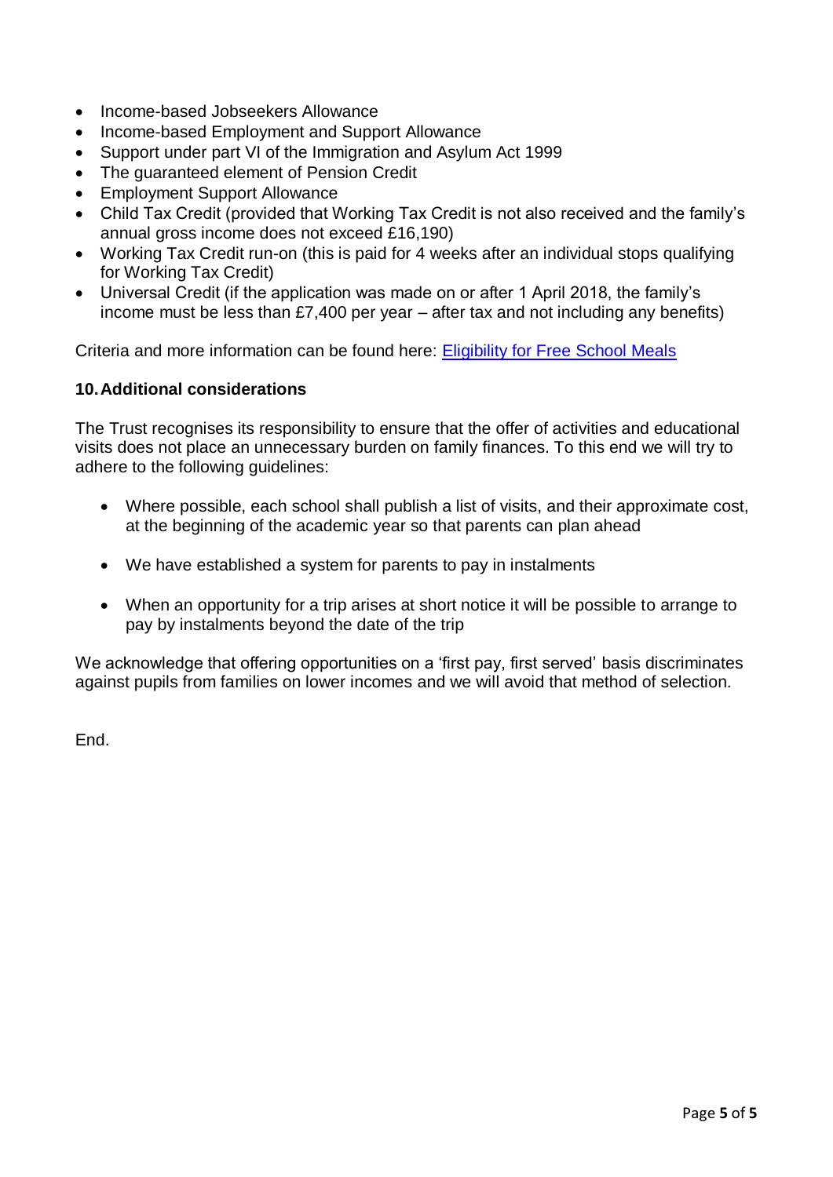- Income-based Jobseekers Allowance
- Income-based Employment and Support Allowance
- Support under part VI of the Immigration and Asylum Act 1999
- The guaranteed element of Pension Credit
- Employment Support Allowance
- Child Tax Credit (provided that Working Tax Credit is not also received and the family's annual gross income does not exceed £16,190)
- Working Tax Credit run-on (this is paid for 4 weeks after an individual stops qualifying for Working Tax Credit)
- Universal Credit (if the application was made on or after 1 April 2018, the family's income must be less than £7,400 per year – after tax and not including any benefits)

Criteria and more information can be found here: [Eligibility for Free School Meals]

### 10. Additional considerations

The Trust recognises its responsibility to ensure that the offer of activities and educational visits does not place an unnecessary burden on family finances. To this end we will try to adhere to the following guidelines:

- Where possible, each school shall publish a list of visits, and their approximate cost, at the beginning of the academic year so that parents can plan ahead
- We have established a system for parents to pay in instalments
- When an opportunity for a trip arises at short notice it will be possible to arrange to pay by instalments beyond the date of the trip

We acknowledge that offering opportunities on a 'first pay, first served' basis discriminates against pupils from families on lower incomes and we will avoid that method of selection.

End.